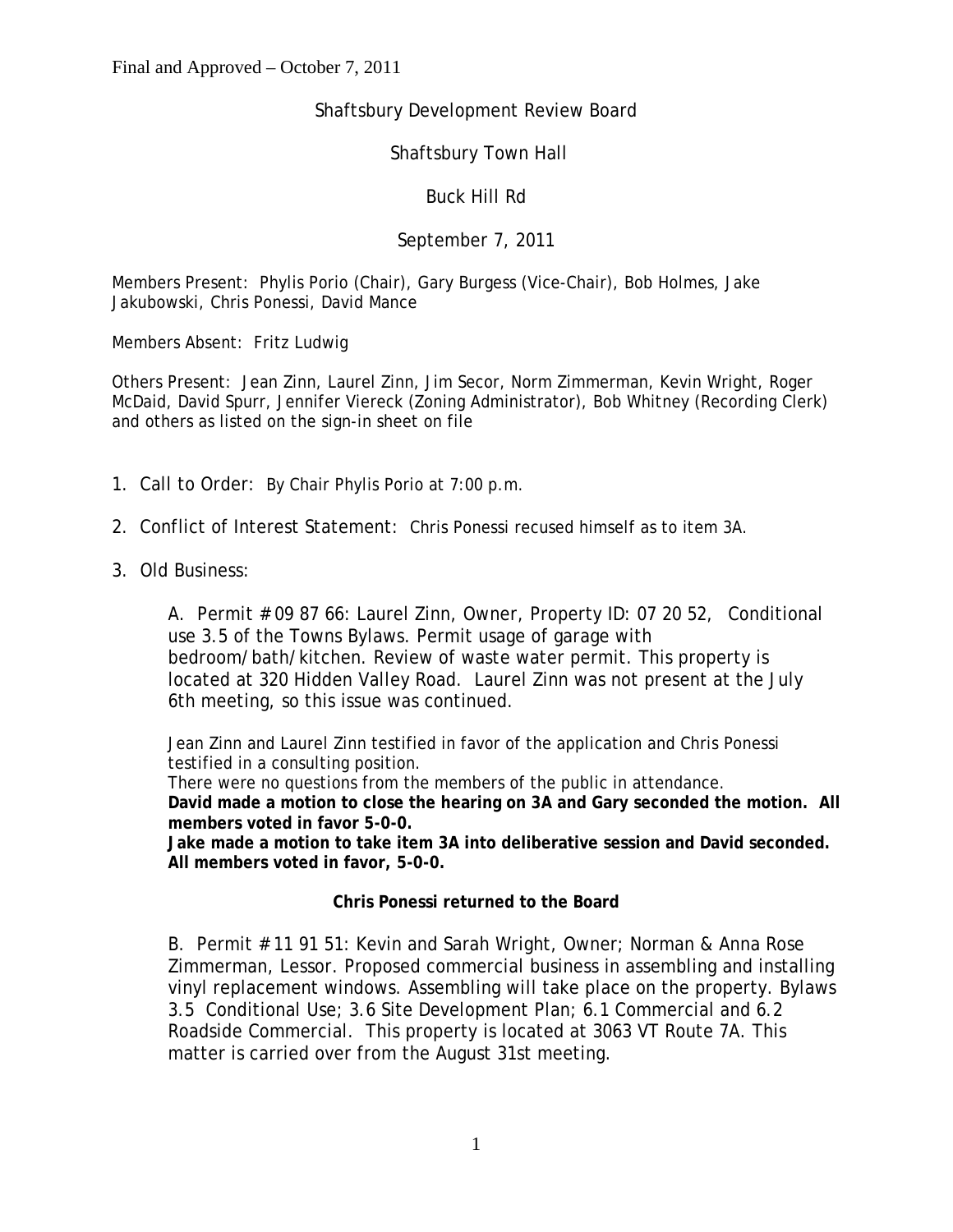Final and Approved – October 7, 2011

Shaftsbury Development Review Board

Shaftsbury Town Hall

Buck Hill Rd

September 7, 2011

Members Present: Phylis Porio (Chair), Gary Burgess (Vice-Chair), Bob Holmes, Jake Jakubowski, Chris Ponessi, David Mance

Members Absent: Fritz Ludwig

Others Present: Jean Zinn, Laurel Zinn, Jim Secor, Norm Zimmerman, Kevin Wright, Roger McDaid, David Spurr, Jennifer Viereck (Zoning Administrator), Bob Whitney (Recording Clerk) and others as listed on the sign-in sheet on file

1. Call to Order: By Chair Phylis Porio at 7:00 p.m.

2. Conflict of Interest Statement: Chris Ponessi recused himself as to item 3A.

3. Old Business:

   A. Permit # 09 87 66: Laurel Zinn, Owner, Property ID: 07 20 52, Conditional use 3.5 of the Towns Bylaws. Permit usage of garage with bedroom/bath/kitchen. Review of waste water permit. This property is located at 320 Hidden Valley Road. Laurel Zinn was not present at the July 6th meeting, so this issue was continued.

   Jean Zinn and Laurel Zinn testified in favor of the application and Chris Ponessi testified in a consulting position.
   There were no questions from the members of the public in attendance.
   **David made a motion to close the hearing on 3A and Gary seconded the motion. All members voted in favor 5-0-0.**
   **Jake made a motion to take item 3A into deliberative session and David seconded. All members voted in favor, 5-0-0.**

   **Chris Ponessi returned to the Board**

   B. Permit # 11 91 51: Kevin and Sarah Wright, Owner; Norman & Anna Rose Zimmerman, Lessor. Proposed commercial business in assembling and installing vinyl replacement windows. Assembling will take place on the property. Bylaws 3.5 Conditional Use; 3.6 Site Development Plan; 6.1 Commercial and 6.2 Roadside Commercial. This property is located at 3063 VT Route 7A. This matter is carried over from the August 31st meeting.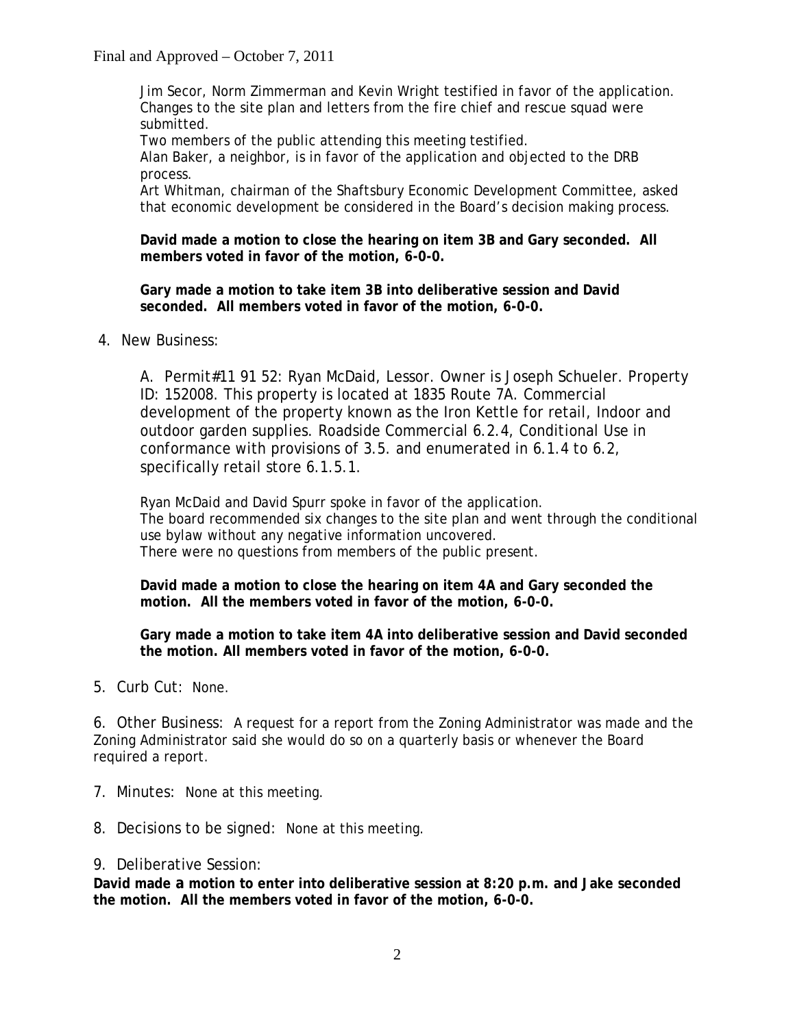Jim Secor, Norm Zimmerman and Kevin Wright testified in favor of the application. Changes to the site plan and letters from the fire chief and rescue squad were submitted.
Two members of the public attending this meeting testified.
Alan Baker, a neighbor, is in favor of the application and objected to the DRB process.
Art Whitman, chairman of the Shaftsbury Economic Development Committee, asked that economic development be considered in the Board's decision making process.

**David made a motion to close the hearing on item 3B and Gary seconded. All members voted in favor of the motion, 6-0-0.**

**Gary made a motion to take item 3B into deliberative session and David seconded. All members voted in favor of the motion, 6-0-0.**

4. New Business:

A. Permit#11 91 52: Ryan McDaid, Lessor. Owner is Joseph Schueler. Property ID: 152008. This property is located at 1835 Route 7A. Commercial development of the property known as the Iron Kettle for retail, Indoor and outdoor garden supplies. Roadside Commercial 6.2.4, Conditional Use in conformance with provisions of 3.5. and enumerated in 6.1.4 to 6.2, specifically retail store 6.1.5.1.

Ryan McDaid and David Spurr spoke in favor of the application.
The board recommended six changes to the site plan and went through the conditional use bylaw without any negative information uncovered.
There were no questions from members of the public present.

**David made a motion to close the hearing on item 4A and Gary seconded the motion. All the members voted in favor of the motion, 6-0-0.**

**Gary made a motion to take item 4A into deliberative session and David seconded the motion. All members voted in favor of the motion, 6-0-0.**

5. Curb Cut: None.

6. Other Business: A request for a report from the Zoning Administrator was made and the Zoning Administrator said she would do so on a quarterly basis or whenever the Board required a report.

7. Minutes: None at this meeting.

8. Decisions to be signed: None at this meeting.

9. Deliberative Session:

**David made a motion to enter into deliberative session at 8:20 p.m. and Jake seconded the motion. All the members voted in favor of the motion, 6-0-0.**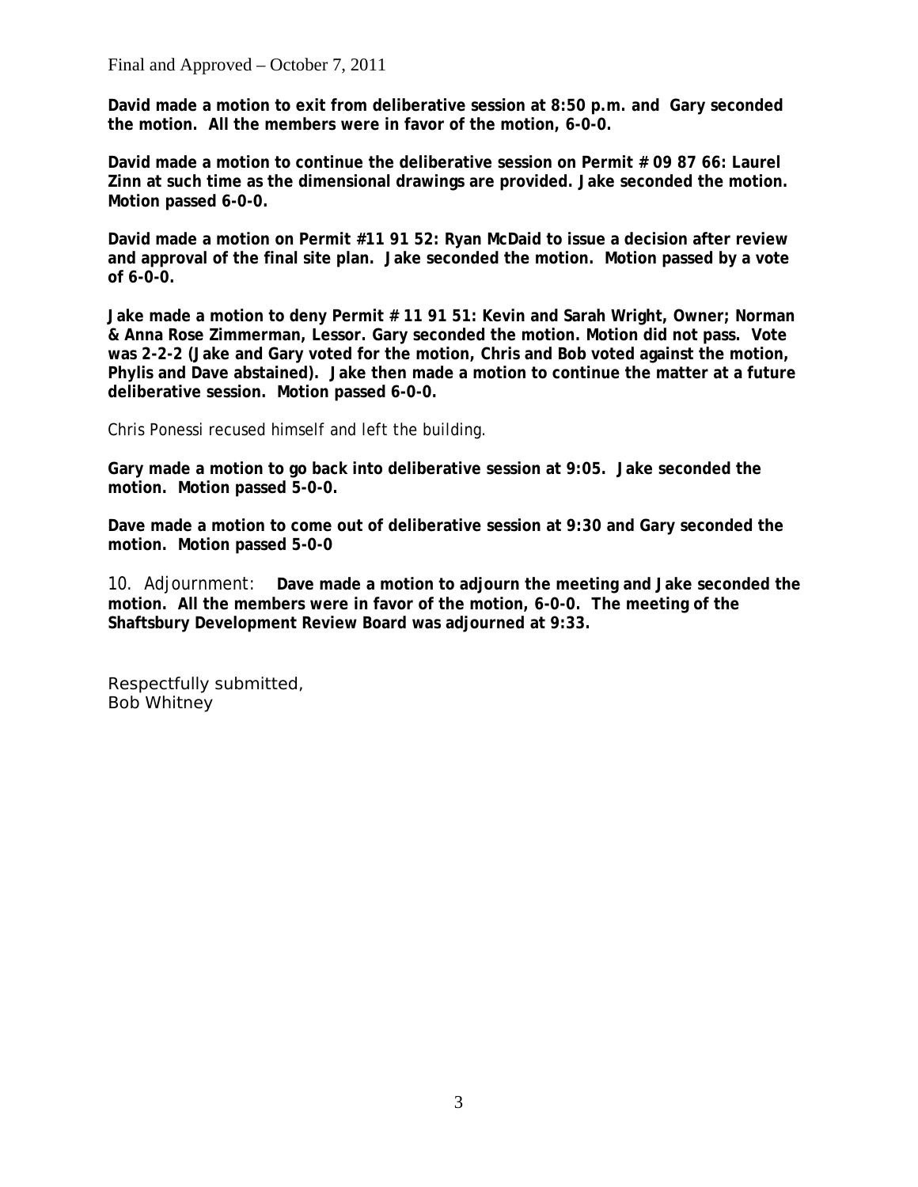**David made a motion to exit from deliberative session at 8:50 p.m. and Gary seconded the motion. All the members were in favor of the motion, 6-0-0.**

**David made a motion to continue the deliberative session on Permit # 09 87 66: Laurel Zinn at such time as the dimensional drawings are provided. Jake seconded the motion. Motion passed 6-0-0.**

**David made a motion on Permit #11 91 52: Ryan McDaid to issue a decision after review and approval of the final site plan. Jake seconded the motion. Motion passed by a vote of 6-0-0.**

**Jake made a motion to deny Permit # 11 91 51: Kevin and Sarah Wright, Owner; Norman & Anna Rose Zimmerman, Lessor. Gary seconded the motion. Motion did not pass. Vote was 2-2-2 (Jake and Gary voted for the motion, Chris and Bob voted against the motion, Phylis and Dave abstained). Jake then made a motion to continue the matter at a future deliberative session. Motion passed 6-0-0.**

*Chris Ponessi recused himself and left the building.*

**Gary made a motion to go back into deliberative session at 9:05. Jake seconded the motion. Motion passed 5-0-0.**

**Dave made a motion to come out of deliberative session at 9:30 and Gary seconded the motion. Motion passed 5-0-0**

10. Adjournment: **Dave made a motion to adjourn the meeting and Jake seconded the motion. All the members were in favor of the motion, 6-0-0. The meeting of the Shaftsbury Development Review Board was adjourned at 9:33.**

Respectfully submitted,
Bob Whitney